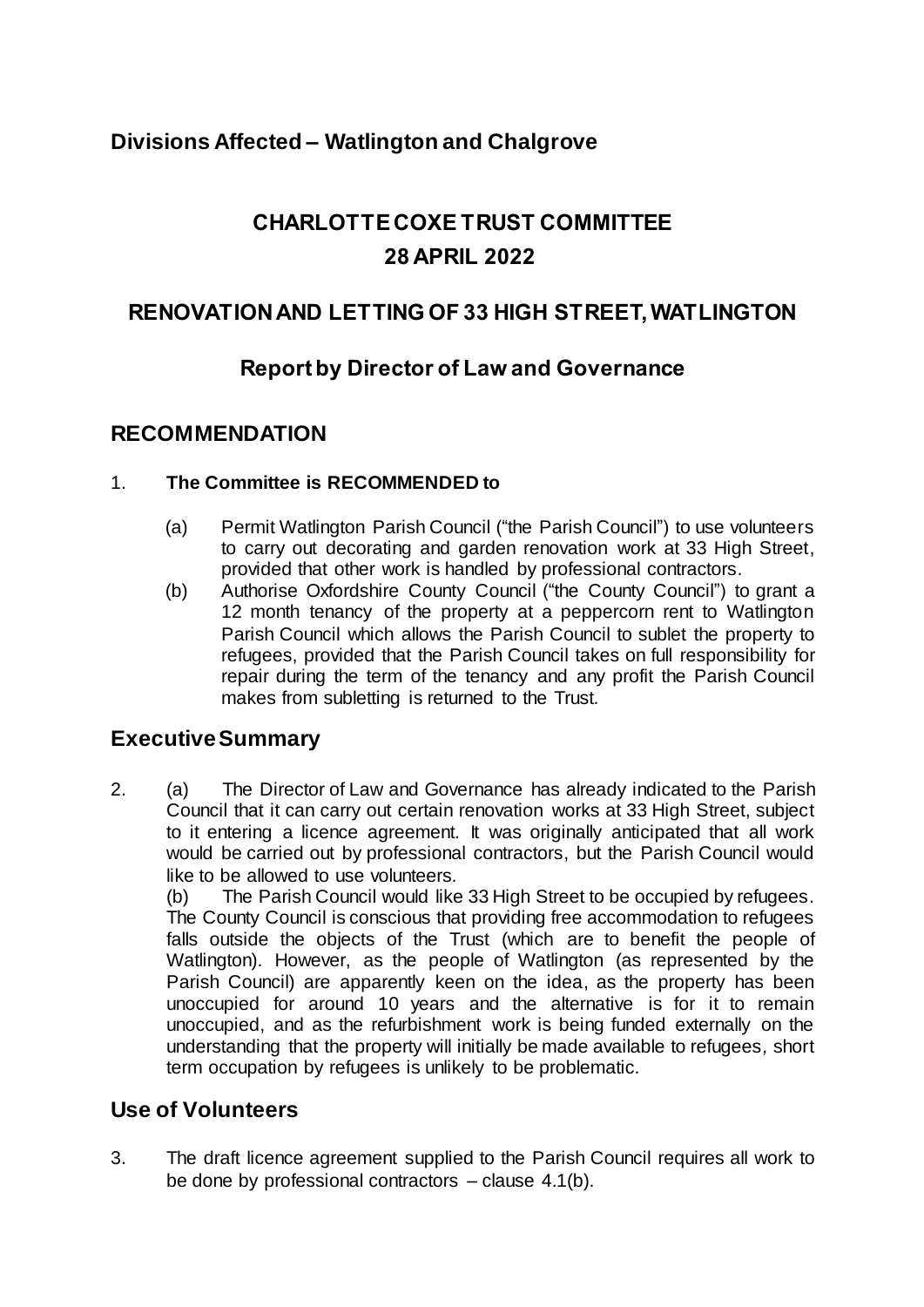**Divisions Affected – Watlington and Chalgrove**

# CHARLOTTE COXE TRUST COMMITTEE
# 28 APRIL 2022

## RENOVATION AND LETTING OF 33 HIGH STREET, WATLINGTON

### Report by Director of Law and Governance

## RECOMMENDATION

1. **The Committee is RECOMMENDED to**

   (a) Permit Watlington Parish Council ("the Parish Council") to use volunteers to carry out decorating and garden renovation work at 33 High Street, provided that other work is handled by professional contractors.

   (b) Authorise Oxfordshire County Council ("the County Council") to grant a 12 month tenancy of the property at a peppercorn rent to Watlington Parish Council which allows the Parish Council to sublet the property to refugees, provided that the Parish Council takes on full responsibility for repair during the term of the tenancy and any profit the Parish Council makes from subletting is returned to the Trust.

## Executive Summary

2. (a) The Director of Law and Governance has already indicated to the Parish Council that it can carry out certain renovation works at 33 High Street, subject to it entering a licence agreement. It was originally anticipated that all work would be carried out by professional contractors, but the Parish Council would like to be allowed to use volunteers.

   (b) The Parish Council would like 33 High Street to be occupied by refugees. The County Council is conscious that providing free accommodation to refugees falls outside the objects of the Trust (which are to benefit the people of Watlington). However, as the people of Watlington (as represented by the Parish Council) are apparently keen on the idea, as the property has been unoccupied for around 10 years and the alternative is for it to remain unoccupied, and as the refurbishment work is being funded externally on the understanding that the property will initially be made available to refugees, short term occupation by refugees is unlikely to be problematic.

## Use of Volunteers

3. The draft licence agreement supplied to the Parish Council requires all work to be done by professional contractors – clause 4.1(b).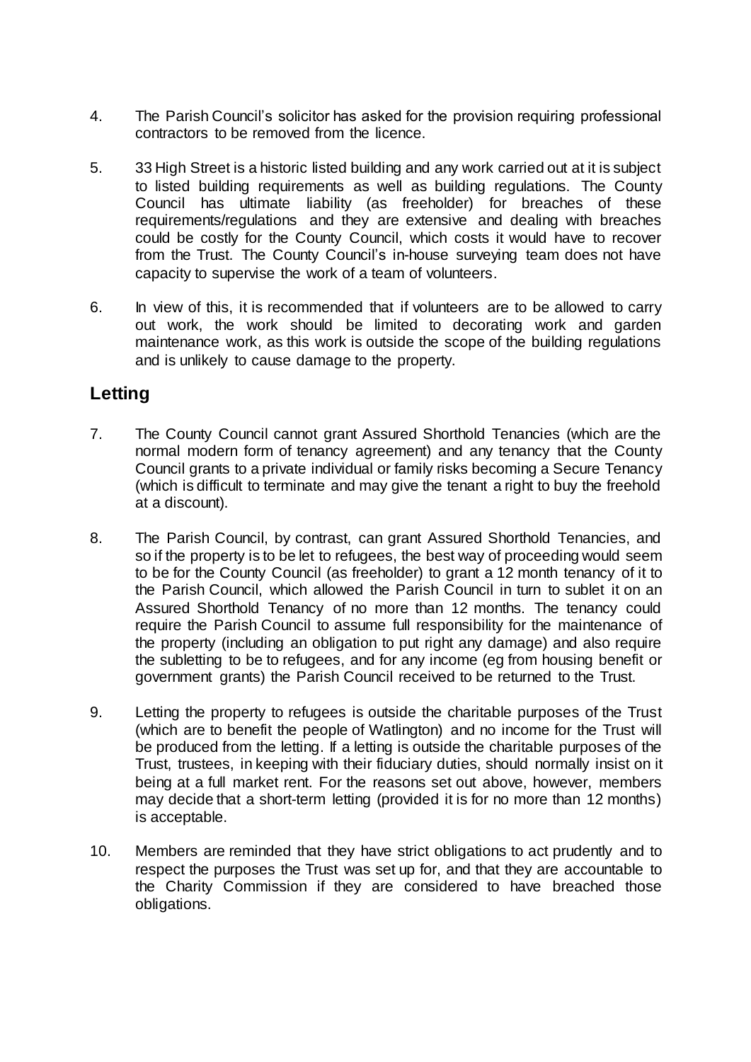4. The Parish Council's solicitor has asked for the provision requiring professional contractors to be removed from the licence.

5. 33 High Street is a historic listed building and any work carried out at it is subject to listed building requirements as well as building regulations. The County Council has ultimate liability (as freeholder) for breaches of these requirements/regulations and they are extensive and dealing with breaches could be costly for the County Council, which costs it would have to recover from the Trust. The County Council's in-house surveying team does not have capacity to supervise the work of a team of volunteers.

6. In view of this, it is recommended that if volunteers are to be allowed to carry out work, the work should be limited to decorating work and garden maintenance work, as this work is outside the scope of the building regulations and is unlikely to cause damage to the property.

## Letting

7. The County Council cannot grant Assured Shorthold Tenancies (which are the normal modern form of tenancy agreement) and any tenancy that the County Council grants to a private individual or family risks becoming a Secure Tenancy (which is difficult to terminate and may give the tenant a right to buy the freehold at a discount).

8. The Parish Council, by contrast, can grant Assured Shorthold Tenancies, and so if the property is to be let to refugees, the best way of proceeding would seem to be for the County Council (as freeholder) to grant a 12 month tenancy of it to the Parish Council, which allowed the Parish Council in turn to sublet it on an Assured Shorthold Tenancy of no more than 12 months. The tenancy could require the Parish Council to assume full responsibility for the maintenance of the property (including an obligation to put right any damage) and also require the subletting to be to refugees, and for any income (eg from housing benefit or government grants) the Parish Council received to be returned to the Trust.

9. Letting the property to refugees is outside the charitable purposes of the Trust (which are to benefit the people of Watlington) and no income for the Trust will be produced from the letting. If a letting is outside the charitable purposes of the Trust, trustees, in keeping with their fiduciary duties, should normally insist on it being at a full market rent. For the reasons set out above, however, members may decide that a short-term letting (provided it is for no more than 12 months) is acceptable.

10. Members are reminded that they have strict obligations to act prudently and to respect the purposes the Trust was set up for, and that they are accountable to the Charity Commission if they are considered to have breached those obligations.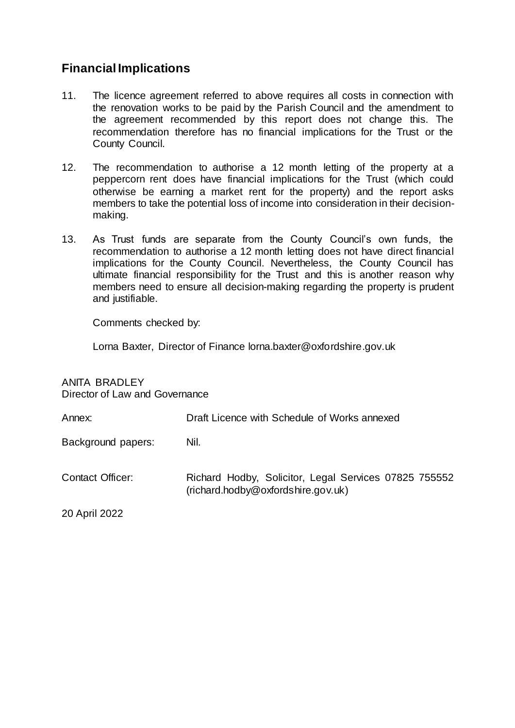## Financial Implications

11. The licence agreement referred to above requires all costs in connection with the renovation works to be paid by the Parish Council and the amendment to the agreement recommended by this report does not change this. The recommendation therefore has no financial implications for the Trust or the County Council.

12. The recommendation to authorise a 12 month letting of the property at a peppercorn rent does have financial implications for the Trust (which could otherwise be earning a market rent for the property) and the report asks members to take the potential loss of income into consideration in their decision-making.

13. As Trust funds are separate from the County Council's own funds, the recommendation to authorise a 12 month letting does not have direct financial implications for the County Council. Nevertheless, the County Council has ultimate financial responsibility for the Trust and this is another reason why members need to ensure all decision-making regarding the property is prudent and justifiable.

    Comments checked by:

    Lorna Baxter, Director of Finance lorna.baxter@oxfordshire.gov.uk

ANITA BRADLEY
Director of Law and Governance

| | |
|---|---|
| Annex: | Draft Licence with Schedule of Works annexed |
| Background papers: | Nil. |
| Contact Officer: | Richard Hodby, Solicitor, Legal Services 07825 755552 (richard.hodby@oxfordshire.gov.uk) |

20 April 2022